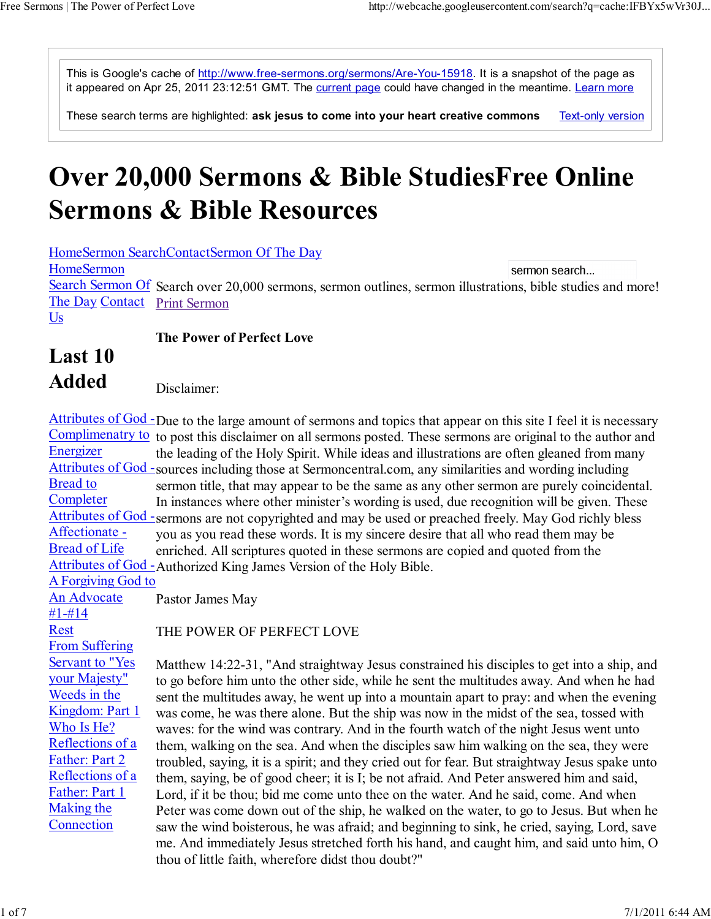This is Google's cache of http://www.free-sermons.org/sermons/Are-You-15918. It is a snapshot of the page as it appeared on Apr 25, 2011 23:12:51 GMT. The current page could have changed in the meantime. Learn more

These search terms are highlighted: **ask jesus to come into your heart creative commons** Text-only version

# Over 20,000 Sermons & Bible StudiesFree Online Sermons & Bible Resources

HomeSermon SearchContactSermon Of The Day

HomeSermon Search Sermon Of The Day Contact Us

sermon search...

Search over 20,000 sermons, sermon outlines, sermon illustrations, bible studies and more!

Print Sermon

## Last 10 Added

- Attributes of God - Complimentary to Energizer
- Attributes of God - Bread to Completer
- Attributes of God - Affectionate - Bread of Life
- Attributes of God - A Forgiving God to An Advocate #1-#14
- Rest From Suffering
- Servant to "Yes your Majesty"
- Weeds in the Kingdom: Part 1
- Who Is He?
- Reflections of a Father: Part 2
- Reflections of a Father: Part 1
- Making the Connection

**The Power of Perfect Love**

Disclaimer:

Due to the large amount of sermons and topics that appear on this site I feel it is necessary to post this disclaimer on all sermons posted. These sermons are original to the author and the leading of the Holy Spirit. While ideas and illustrations are often gleaned from many sources including those at Sermoncentral.com, any similarities and wording including sermon title, that may appear to be the same as any other sermon are purely coincidental. In instances where other minister's wording is used, due recognition will be given. These sermons are not copyrighted and may be used or preached freely. May God richly bless you as you read these words. It is my sincere desire that all who read them may be enriched. All scriptures quoted in these sermons are copied and quoted from the Authorized King James Version of the Holy Bible.

Pastor James May

THE POWER OF PERFECT LOVE

Matthew 14:22-31, "And straightway Jesus constrained his disciples to get into a ship, and to go before him unto the other side, while he sent the multitudes away. And when he had sent the multitudes away, he went up into a mountain apart to pray: and when the evening was come, he was there alone. But the ship was now in the midst of the sea, tossed with waves: for the wind was contrary. And in the fourth watch of the night Jesus went unto them, walking on the sea. And when the disciples saw him walking on the sea, they were troubled, saying, it is a spirit; and they cried out for fear. But straightway Jesus spake unto them, saying, be of good cheer; it is I; be not afraid. And Peter answered him and said, Lord, if it be thou; bid me come unto thee on the water. And he said, come. And when Peter was come down out of the ship, he walked on the water, to go to Jesus. But when he saw the wind boisterous, he was afraid; and beginning to sink, he cried, saying, Lord, save me. And immediately Jesus stretched forth his hand, and caught him, and said unto him, O thou of little faith, wherefore didst thou doubt?"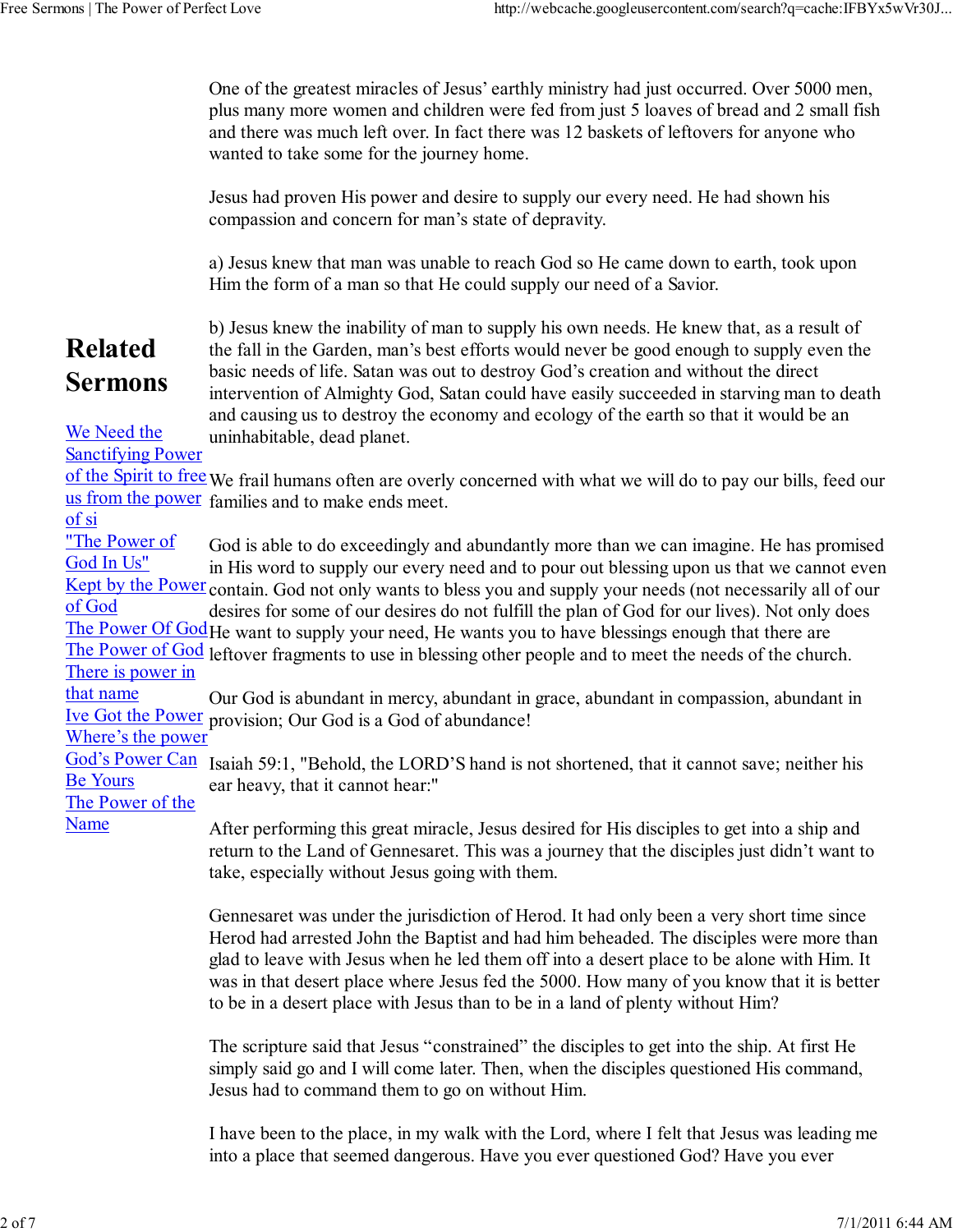One of the greatest miracles of Jesus' earthly ministry had just occurred. Over 5000 men, plus many more women and children were fed from just 5 loaves of bread and 2 small fish and there was much left over. In fact there was 12 baskets of leftovers for anyone who wanted to take some for the journey home.

Jesus had proven His power and desire to supply our every need. He had shown his compassion and concern for man's state of depravity.

a) Jesus knew that man was unable to reach God so He came down to earth, took upon Him the form of a man so that He could supply our need of a Savior.

b) Jesus knew the inability of man to supply his own needs. He knew that, as a result of the fall in the Garden, man's best efforts would never be good enough to supply even the basic needs of life. Satan was out to destroy God's creation and without the direct intervention of Almighty God, Satan could have easily succeeded in starving man to death and causing us to destroy the economy and ecology of the earth so that it would be an uninhabitable, dead planet.

We frail humans often are overly concerned with what we will do to pay our bills, feed our families and to make ends meet.

God is able to do exceedingly and abundantly more than we can imagine. He has promised in His word to supply our every need and to pour out blessing upon us that we cannot even contain. God not only wants to bless you and supply your needs (not necessarily all of our desires for some of our desires do not fulfill the plan of God for our lives). Not only does He want to supply your need, He wants you to have blessings enough that there are leftover fragments to use in blessing other people and to meet the needs of the church.

Our God is abundant in mercy, abundant in grace, abundant in compassion, abundant in provision; Our God is a God of abundance!

Isaiah 59:1, "Behold, the LORD'S hand is not shortened, that it cannot save; neither his ear heavy, that it cannot hear:"

After performing this great miracle, Jesus desired for His disciples to get into a ship and return to the Land of Gennesaret. This was a journey that the disciples just didn't want to take, especially without Jesus going with them.

Gennesaret was under the jurisdiction of Herod. It had only been a very short time since Herod had arrested John the Baptist and had him beheaded. The disciples were more than glad to leave with Jesus when he led them off into a desert place to be alone with Him. It was in that desert place where Jesus fed the 5000. How many of you know that it is better to be in a desert place with Jesus than to be in a land of plenty without Him?

The scripture said that Jesus "constrained" the disciples to get into the ship. At first He simply said go and I will come later. Then, when the disciples questioned His command, Jesus had to command them to go on without Him.

I have been to the place, in my walk with the Lord, where I felt that Jesus was leading me into a place that seemed dangerous. Have you ever questioned God? Have you ever

## Related Sermons

- We Need the Sanctifying Power of the Spirit to free us from the power of si
- "The Power of God In Us"
- Kept by the Power of God
- The Power Of God
- The Power of God
- There is power in that name
- Ive Got the Power
- Where's the power
- God's Power Can Be Yours
- The Power of the Name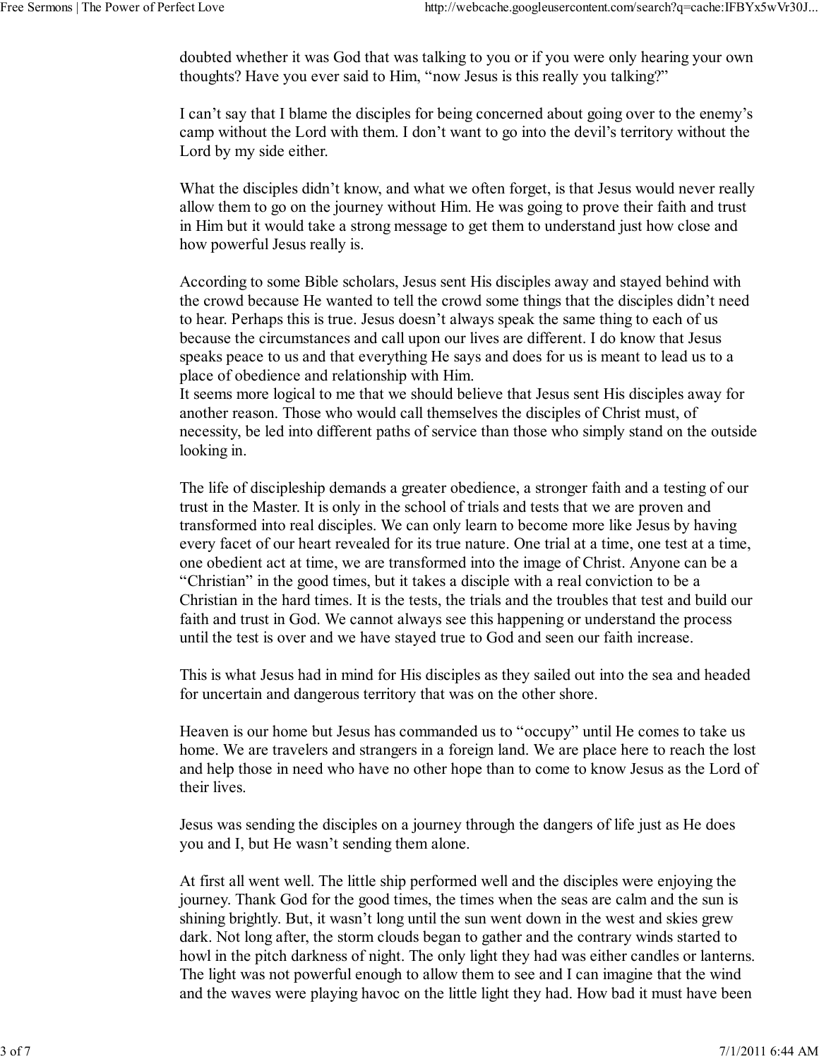doubted whether it was God that was talking to you or if you were only hearing your own thoughts? Have you ever said to Him, "now Jesus is this really you talking?"

I can't say that I blame the disciples for being concerned about going over to the enemy's camp without the Lord with them. I don't want to go into the devil's territory without the Lord by my side either.

What the disciples didn't know, and what we often forget, is that Jesus would never really allow them to go on the journey without Him. He was going to prove their faith and trust in Him but it would take a strong message to get them to understand just how close and how powerful Jesus really is.

According to some Bible scholars, Jesus sent His disciples away and stayed behind with the crowd because He wanted to tell the crowd some things that the disciples didn't need to hear. Perhaps this is true. Jesus doesn't always speak the same thing to each of us because the circumstances and call upon our lives are different. I do know that Jesus speaks peace to us and that everything He says and does for us is meant to lead us to a place of obedience and relationship with Him.
It seems more logical to me that we should believe that Jesus sent His disciples away for another reason. Those who would call themselves the disciples of Christ must, of necessity, be led into different paths of service than those who simply stand on the outside looking in.

The life of discipleship demands a greater obedience, a stronger faith and a testing of our trust in the Master. It is only in the school of trials and tests that we are proven and transformed into real disciples. We can only learn to become more like Jesus by having every facet of our heart revealed for its true nature. One trial at a time, one test at a time, one obedient act at time, we are transformed into the image of Christ. Anyone can be a "Christian" in the good times, but it takes a disciple with a real conviction to be a Christian in the hard times. It is the tests, the trials and the troubles that test and build our faith and trust in God. We cannot always see this happening or understand the process until the test is over and we have stayed true to God and seen our faith increase.

This is what Jesus had in mind for His disciples as they sailed out into the sea and headed for uncertain and dangerous territory that was on the other shore.

Heaven is our home but Jesus has commanded us to "occupy" until He comes to take us home. We are travelers and strangers in a foreign land. We are place here to reach the lost and help those in need who have no other hope than to come to know Jesus as the Lord of their lives.

Jesus was sending the disciples on a journey through the dangers of life just as He does you and I, but He wasn't sending them alone.

At first all went well. The little ship performed well and the disciples were enjoying the journey. Thank God for the good times, the times when the seas are calm and the sun is shining brightly. But, it wasn't long until the sun went down in the west and skies grew dark. Not long after, the storm clouds began to gather and the contrary winds started to howl in the pitch darkness of night. The only light they had was either candles or lanterns. The light was not powerful enough to allow them to see and I can imagine that the wind and the waves were playing havoc on the little light they had. How bad it must have been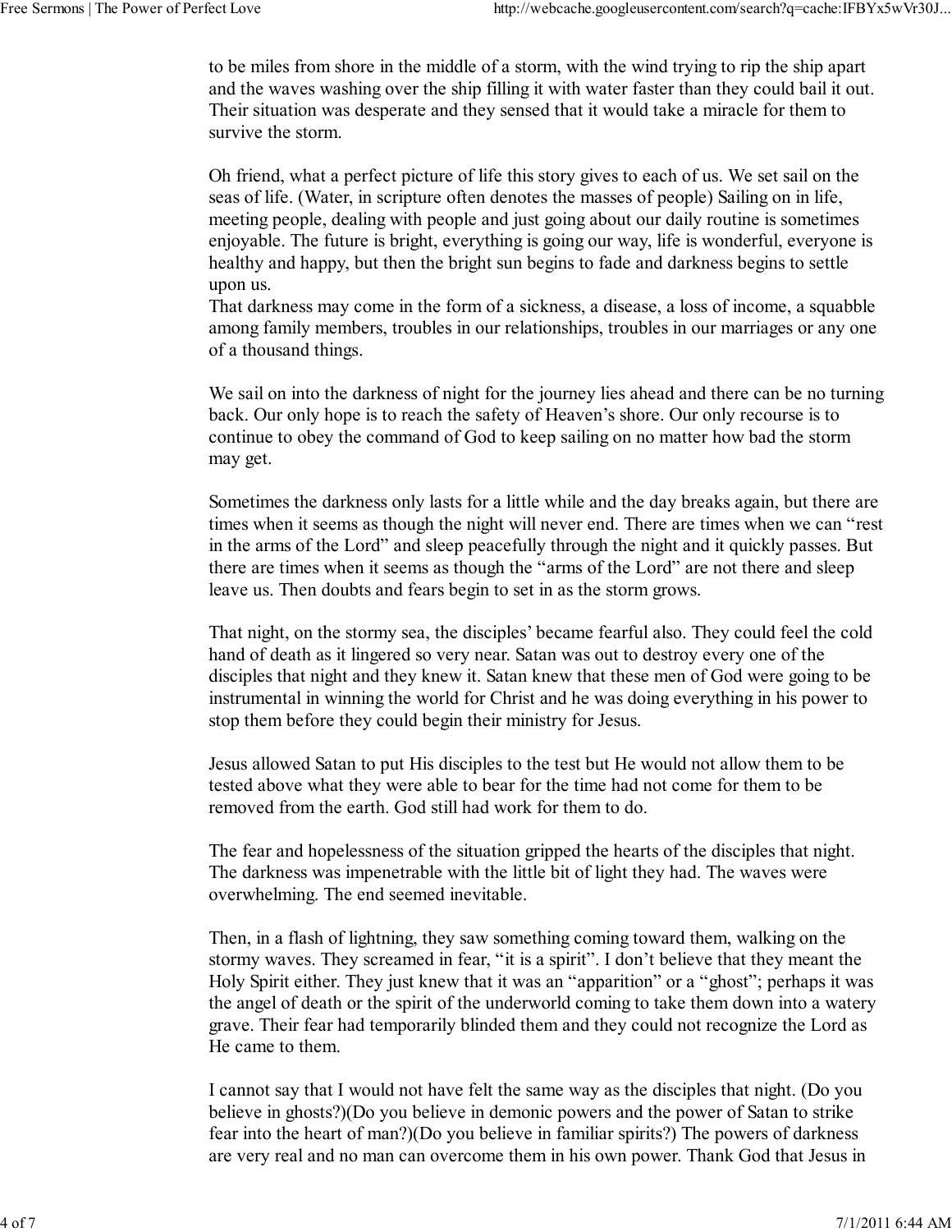to be miles from shore in the middle of a storm, with the wind trying to rip the ship apart and the waves washing over the ship filling it with water faster than they could bail it out. Their situation was desperate and they sensed that it would take a miracle for them to survive the storm.

Oh friend, what a perfect picture of life this story gives to each of us. We set sail on the seas of life. (Water, in scripture often denotes the masses of people) Sailing on in life, meeting people, dealing with people and just going about our daily routine is sometimes enjoyable. The future is bright, everything is going our way, life is wonderful, everyone is healthy and happy, but then the bright sun begins to fade and darkness begins to settle upon us.
That darkness may come in the form of a sickness, a disease, a loss of income, a squabble among family members, troubles in our relationships, troubles in our marriages or any one of a thousand things.

We sail on into the darkness of night for the journey lies ahead and there can be no turning back. Our only hope is to reach the safety of Heaven's shore. Our only recourse is to continue to obey the command of God to keep sailing on no matter how bad the storm may get.

Sometimes the darkness only lasts for a little while and the day breaks again, but there are times when it seems as though the night will never end. There are times when we can "rest in the arms of the Lord" and sleep peacefully through the night and it quickly passes. But there are times when it seems as though the "arms of the Lord" are not there and sleep leave us. Then doubts and fears begin to set in as the storm grows.

That night, on the stormy sea, the disciples' became fearful also. They could feel the cold hand of death as it lingered so very near. Satan was out to destroy every one of the disciples that night and they knew it. Satan knew that these men of God were going to be instrumental in winning the world for Christ and he was doing everything in his power to stop them before they could begin their ministry for Jesus.

Jesus allowed Satan to put His disciples to the test but He would not allow them to be tested above what they were able to bear for the time had not come for them to be removed from the earth. God still had work for them to do.

The fear and hopelessness of the situation gripped the hearts of the disciples that night. The darkness was impenetrable with the little bit of light they had. The waves were overwhelming. The end seemed inevitable.

Then, in a flash of lightning, they saw something coming toward them, walking on the stormy waves. They screamed in fear, "it is a spirit". I don't believe that they meant the Holy Spirit either. They just knew that it was an "apparition" or a "ghost"; perhaps it was the angel of death or the spirit of the underworld coming to take them down into a watery grave. Their fear had temporarily blinded them and they could not recognize the Lord as He came to them.

I cannot say that I would not have felt the same way as the disciples that night. (Do you believe in ghosts?)(Do you believe in demonic powers and the power of Satan to strike fear into the heart of man?)(Do you believe in familiar spirits?) The powers of darkness are very real and no man can overcome them in his own power. Thank God that Jesus in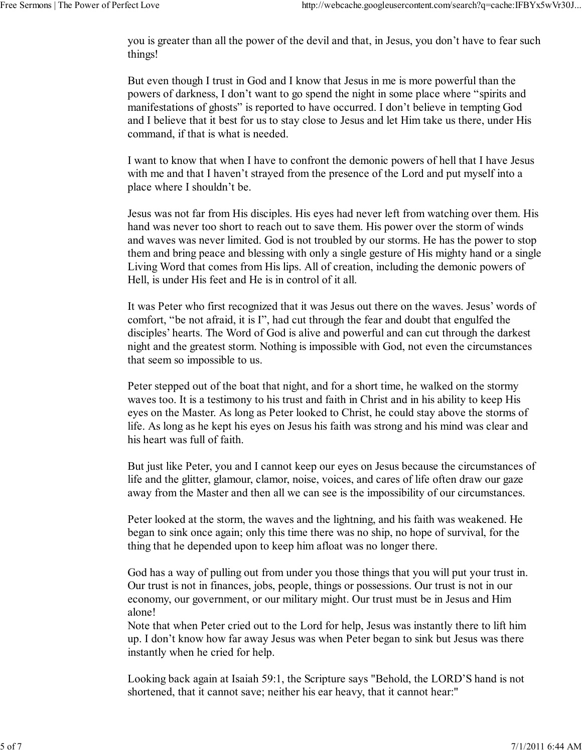you is greater than all the power of the devil and that, in Jesus, you don't have to fear such things!

But even though I trust in God and I know that Jesus in me is more powerful than the powers of darkness, I don't want to go spend the night in some place where "spirits and manifestations of ghosts" is reported to have occurred. I don't believe in tempting God and I believe that it best for us to stay close to Jesus and let Him take us there, under His command, if that is what is needed.

I want to know that when I have to confront the demonic powers of hell that I have Jesus with me and that I haven't strayed from the presence of the Lord and put myself into a place where I shouldn't be.

Jesus was not far from His disciples. His eyes had never left from watching over them. His hand was never too short to reach out to save them. His power over the storm of winds and waves was never limited. God is not troubled by our storms. He has the power to stop them and bring peace and blessing with only a single gesture of His mighty hand or a single Living Word that comes from His lips. All of creation, including the demonic powers of Hell, is under His feet and He is in control of it all.

It was Peter who first recognized that it was Jesus out there on the waves. Jesus' words of comfort, "be not afraid, it is I", had cut through the fear and doubt that engulfed the disciples' hearts. The Word of God is alive and powerful and can cut through the darkest night and the greatest storm. Nothing is impossible with God, not even the circumstances that seem so impossible to us.

Peter stepped out of the boat that night, and for a short time, he walked on the stormy waves too. It is a testimony to his trust and faith in Christ and in his ability to keep His eyes on the Master. As long as Peter looked to Christ, he could stay above the storms of life. As long as he kept his eyes on Jesus his faith was strong and his mind was clear and his heart was full of faith.

But just like Peter, you and I cannot keep our eyes on Jesus because the circumstances of life and the glitter, glamour, clamor, noise, voices, and cares of life often draw our gaze away from the Master and then all we can see is the impossibility of our circumstances.

Peter looked at the storm, the waves and the lightning, and his faith was weakened. He began to sink once again; only this time there was no ship, no hope of survival, for the thing that he depended upon to keep him afloat was no longer there.

God has a way of pulling out from under you those things that you will put your trust in. Our trust is not in finances, jobs, people, things or possessions. Our trust is not in our economy, our government, or our military might. Our trust must be in Jesus and Him alone!
Note that when Peter cried out to the Lord for help, Jesus was instantly there to lift him up. I don't know how far away Jesus was when Peter began to sink but Jesus was there instantly when he cried for help.

Looking back again at Isaiah 59:1, the Scripture says "Behold, the LORD'S hand is not shortened, that it cannot save; neither his ear heavy, that it cannot hear:"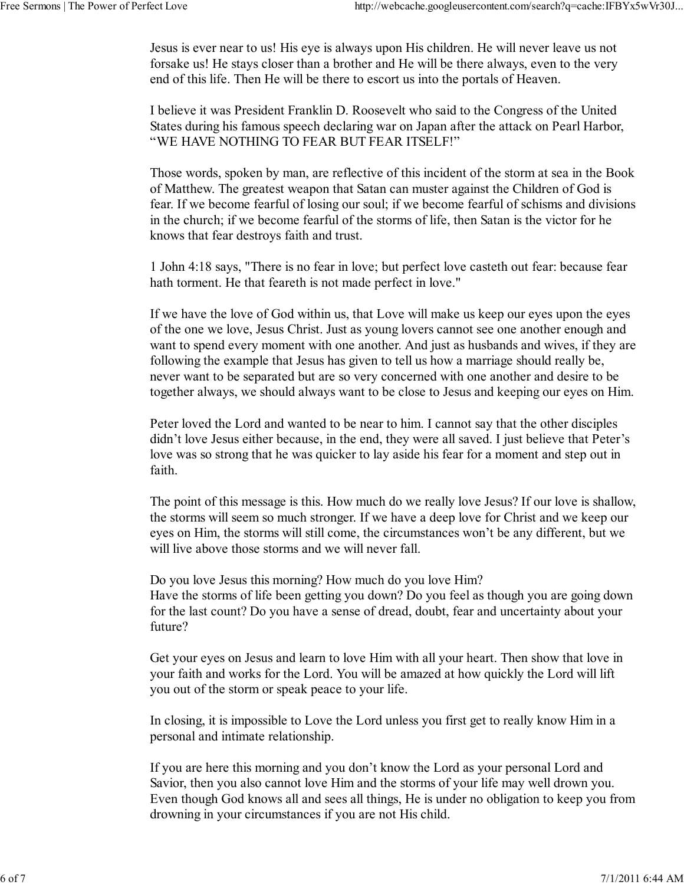Jesus is ever near to us! His eye is always upon His children. He will never leave us not forsake us! He stays closer than a brother and He will be there always, even to the very end of this life. Then He will be there to escort us into the portals of Heaven.

I believe it was President Franklin D. Roosevelt who said to the Congress of the United States during his famous speech declaring war on Japan after the attack on Pearl Harbor, "WE HAVE NOTHING TO FEAR BUT FEAR ITSELF!"

Those words, spoken by man, are reflective of this incident of the storm at sea in the Book of Matthew. The greatest weapon that Satan can muster against the Children of God is fear. If we become fearful of losing our soul; if we become fearful of schisms and divisions in the church; if we become fearful of the storms of life, then Satan is the victor for he knows that fear destroys faith and trust.

1 John 4:18 says, "There is no fear in love; but perfect love casteth out fear: because fear hath torment. He that feareth is not made perfect in love."

If we have the love of God within us, that Love will make us keep our eyes upon the eyes of the one we love, Jesus Christ. Just as young lovers cannot see one another enough and want to spend every moment with one another. And just as husbands and wives, if they are following the example that Jesus has given to tell us how a marriage should really be, never want to be separated but are so very concerned with one another and desire to be together always, we should always want to be close to Jesus and keeping our eyes on Him.

Peter loved the Lord and wanted to be near to him. I cannot say that the other disciples didn't love Jesus either because, in the end, they were all saved. I just believe that Peter's love was so strong that he was quicker to lay aside his fear for a moment and step out in faith.

The point of this message is this. How much do we really love Jesus? If our love is shallow, the storms will seem so much stronger. If we have a deep love for Christ and we keep our eyes on Him, the storms will still come, the circumstances won't be any different, but we will live above those storms and we will never fall.

Do you love Jesus this morning? How much do you love Him?
Have the storms of life been getting you down? Do you feel as though you are going down for the last count? Do you have a sense of dread, doubt, fear and uncertainty about your future?

Get your eyes on Jesus and learn to love Him with all your heart. Then show that love in your faith and works for the Lord. You will be amazed at how quickly the Lord will lift you out of the storm or speak peace to your life.

In closing, it is impossible to Love the Lord unless you first get to really know Him in a personal and intimate relationship.

If you are here this morning and you don't know the Lord as your personal Lord and Savior, then you also cannot love Him and the storms of your life may well drown you. Even though God knows all and sees all things, He is under no obligation to keep you from drowning in your circumstances if you are not His child.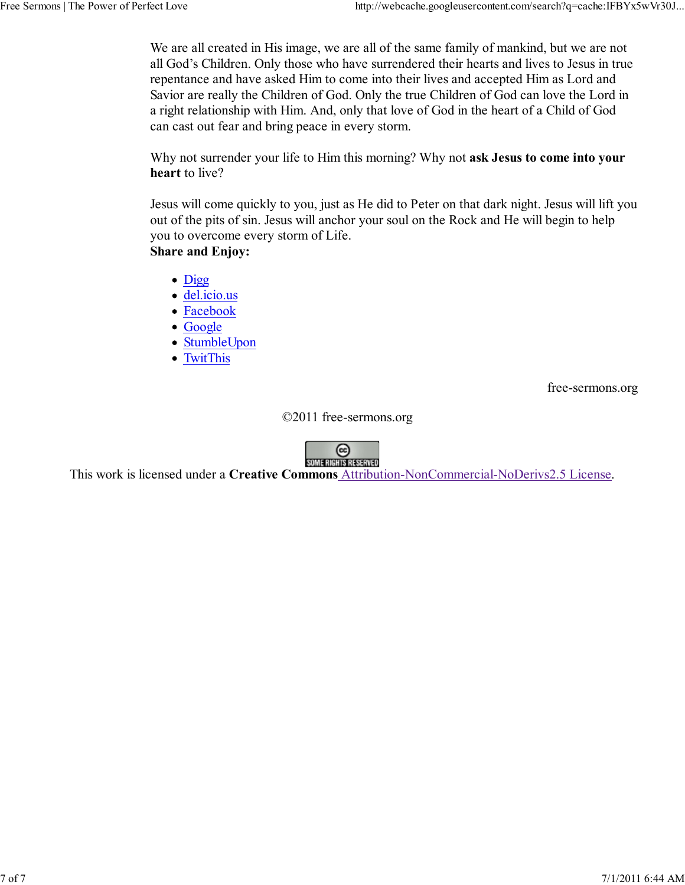We are all created in His image, we are all of the same family of mankind, but we are not all God's Children. Only those who have surrendered their hearts and lives to Jesus in true repentance and have asked Him to come into their lives and accepted Him as Lord and Savior are really the Children of God. Only the true Children of God can love the Lord in a right relationship with Him. And, only that love of God in the heart of a Child of God can cast out fear and bring peace in every storm.

Why not surrender your life to Him this morning? Why not **ask Jesus to come into your heart** to live?

Jesus will come quickly to you, just as He did to Peter on that dark night. Jesus will lift you out of the pits of sin. Jesus will anchor your soul on the Rock and He will begin to help you to overcome every storm of Life.

**Share and Enjoy:**

- Digg
- del.icio.us
- Facebook
- Google
- StumbleUpon
- TwitThis

free-sermons.org

©2011 free-sermons.org

This work is licensed under a **Creative Commons** Attribution-NonCommercial-NoDerivs2.5 License.